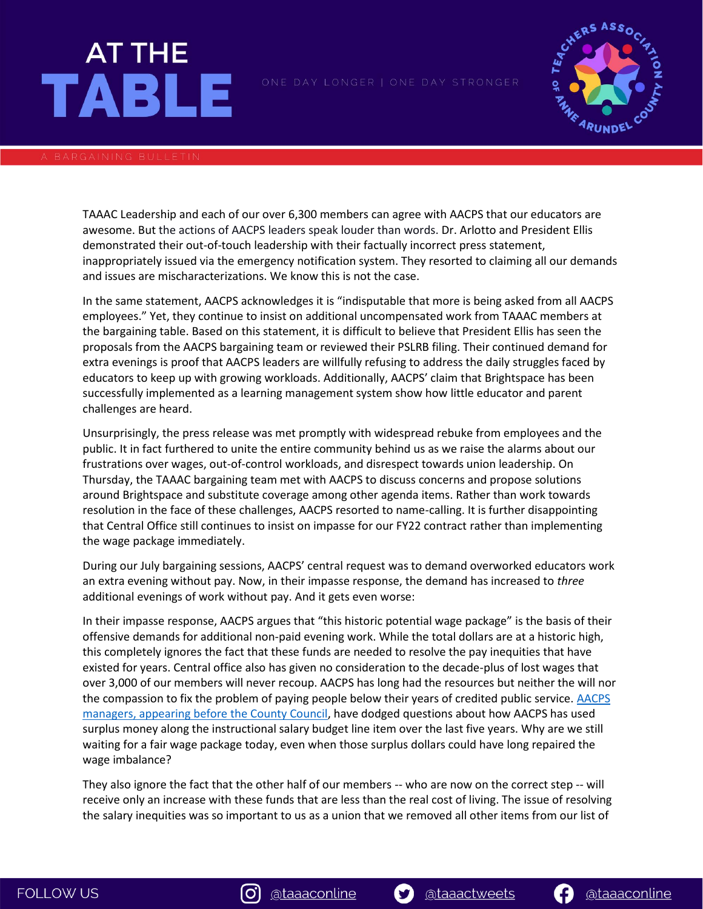# AT THE TABLE

ONE DAY LONGER | ONE DAY STRONGER

A BARGAINING BULLETIN

TAAAC Leadership and each of our over 6,300 members can agree with AACPS that our educators are awesome. But the actions of AACPS leaders speak louder than words. Dr. Arlotto and President Ellis demonstrated their out-of-touch leadership with their factually incorrect press statement, inappropriately issued via the emergency notification system. They resorted to claiming all our demands and issues are mischaracterizations. We know this is not the case.

In the same statement, AACPS acknowledges it is "indisputable that more is being asked from all AACPS employees." Yet, they continue to insist on additional uncompensated work from TAAAC members at the bargaining table. Based on this statement, it is difficult to believe that President Ellis has seen the proposals from the AACPS bargaining team or reviewed their PSLRB filing. Their continued demand for extra evenings is proof that AACPS leaders are willfully refusing to address the daily struggles faced by educators to keep up with growing workloads. Additionally, AACPS' claim that Brightspace has been successfully implemented as a learning management system show how little educator and parent challenges are heard.

Unsurprisingly, the press release was met promptly with widespread rebuke from employees and the public. It in fact furthered to unite the entire community behind us as we raise the alarms about our frustrations over wages, out-of-control workloads, and disrespect towards union leadership. On Thursday, the TAAAC bargaining team met with AACPS to discuss concerns and propose solutions around Brightspace and substitute coverage among other agenda items. Rather than work towards resolution in the face of these challenges, AACPS resorted to name-calling. It is further disappointing that Central Office still continues to insist on impasse for our FY22 contract rather than implementing the wage package immediately.

During our July bargaining sessions, AACPS' central request was to demand overworked educators work an extra evening without pay. Now, in their impasse response, the demand has increased to *three* additional evenings of work without pay. And it gets even worse:

In their impasse response, AACPS argues that "this historic potential wage package" is the basis of their offensive demands for additional non-paid evening work. While the total dollars are at a historic high, this completely ignores the fact that these funds are needed to resolve the pay inequities that have existed for years. Central office also has given no consideration to the decade-plus of lost wages that over 3,000 of our members will never recoup. AACPS has long had the resources but neither the will nor the compassion to fix the problem of paying people below their years of credited public service. AACPS managers, appearing before the County Council, have dodged questions about how AACPS has used surplus money along the instructional salary budget line item over the last five years. Why are we still waiting for a fair wage package today, even when those surplus dollars could have long repaired the wage imbalance?

They also ignore the fact that the other half of our members -- who are now on the correct step -- will receive only an increase with these funds that are less than the real cost of living. The issue of resolving the salary inequities was so important to us as a union that we removed all other items from our list of

FOLLOW US @taaaconline @taaactweets @taaaconline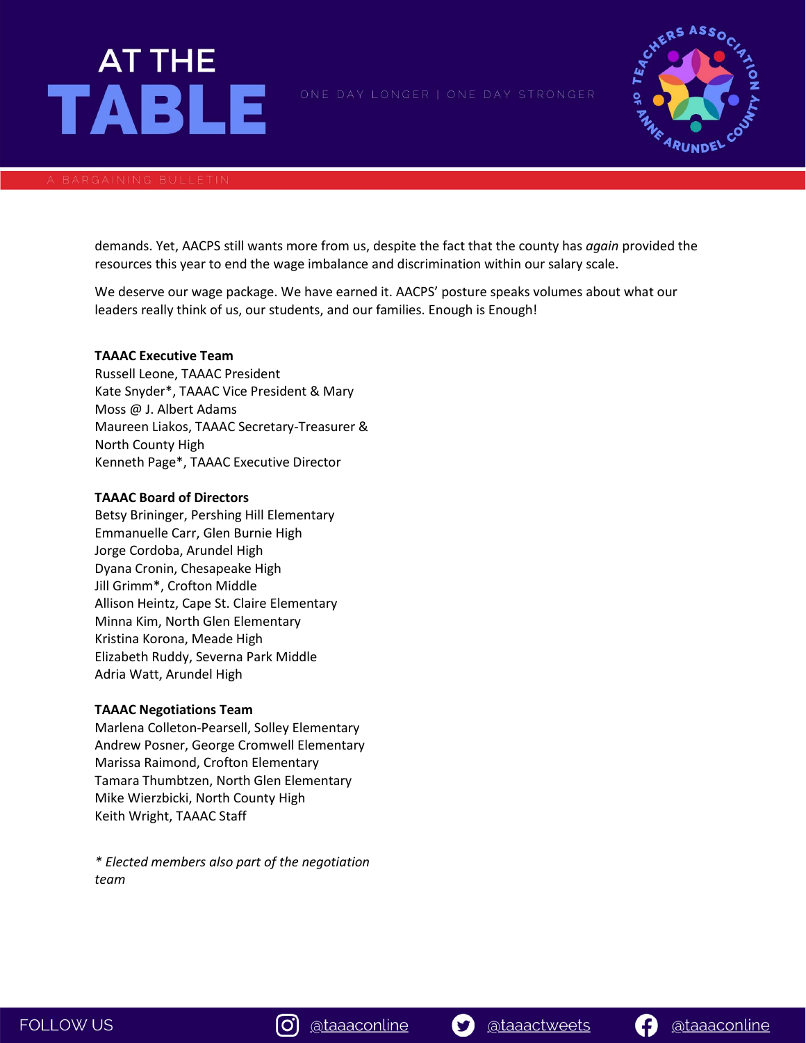demands. Yet, AACPS still wants more from us, despite the fact that the county has *again* provided the resources this year to end the wage imbalance and discrimination within our salary scale.

We deserve our wage package. We have earned it. AACPS' posture speaks volumes about what our leaders really think of us, our students, and our families. Enough is Enough!

**TAAAC Executive Team**
Russell Leone, TAAAC President
Kate Snyder*, TAAAC Vice President & Mary Moss @ J. Albert Adams
Maureen Liakos, TAAAC Secretary-Treasurer & North County High
Kenneth Page*, TAAAC Executive Director

**TAAAC Board of Directors**
Betsy Brininger, Pershing Hill Elementary
Emmanuelle Carr, Glen Burnie High
Jorge Cordoba, Arundel High
Dyana Cronin, Chesapeake High
Jill Grimm*, Crofton Middle
Allison Heintz, Cape St. Claire Elementary
Minna Kim, North Glen Elementary
Kristina Korona, Meade High
Elizabeth Ruddy, Severna Park Middle
Adria Watt, Arundel High

**TAAAC Negotiations Team**
Marlena Colleton-Pearsell, Solley Elementary
Andrew Posner, George Cromwell Elementary
Marissa Raimond, Crofton Elementary
Tamara Thumbtzen, North Glen Elementary
Mike Wierzbicki, North County High
Keith Wright, TAAAC Staff

*\* Elected members also part of the negotiation team*